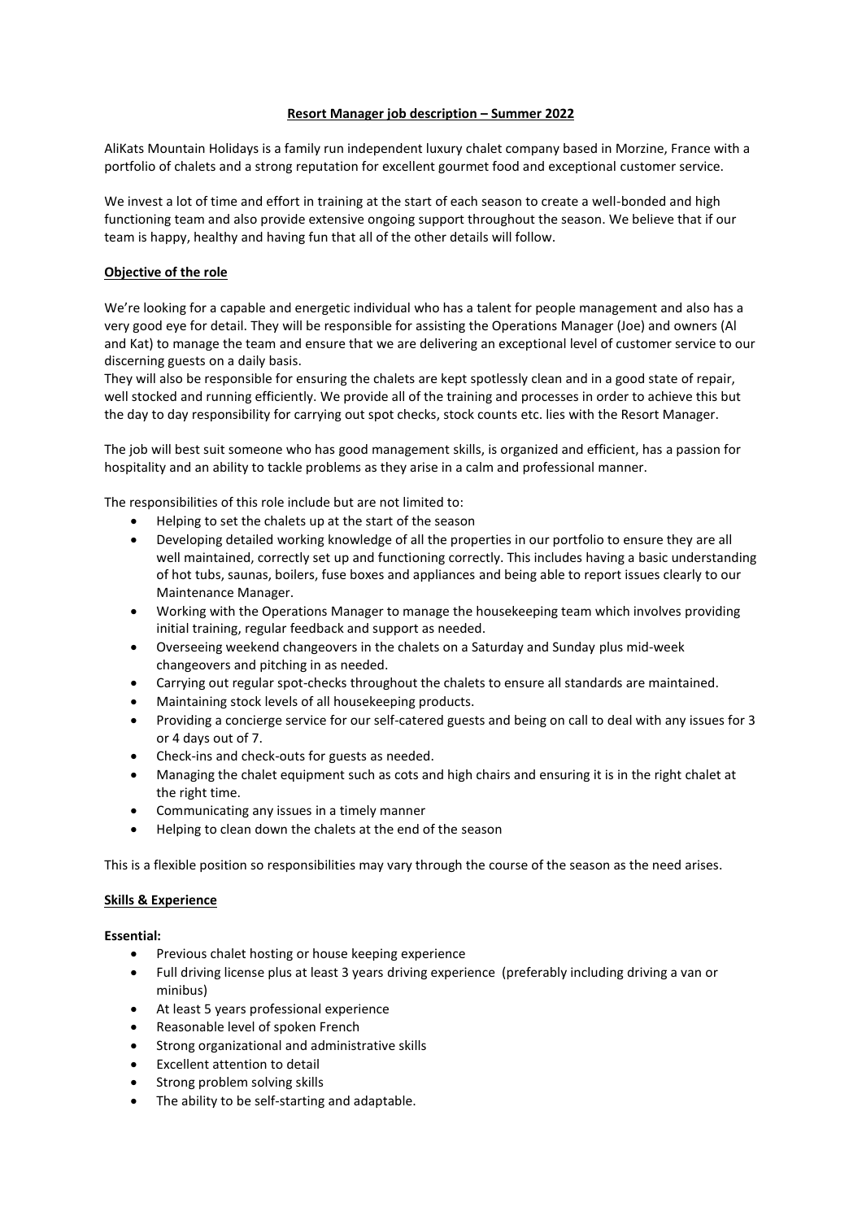# Resort Manager job description – Summer 2022

AliKats Mountain Holidays is a family run independent luxury chalet company based in Morzine, France with a portfolio of chalets and a strong reputation for excellent gourmet food and exceptional customer service.

We invest a lot of time and effort in training at the start of each season to create a well-bonded and high functioning team and also provide extensive ongoing support throughout the season. We believe that if our team is happy, healthy and having fun that all of the other details will follow.

## Objective of the role

We're looking for a capable and energetic individual who has a talent for people management and also has a very good eye for detail. They will be responsible for assisting the Operations Manager (Joe) and owners (Al and Kat) to manage the team and ensure that we are delivering an exceptional level of customer service to our discerning guests on a daily basis.
They will also be responsible for ensuring the chalets are kept spotlessly clean and in a good state of repair, well stocked and running efficiently. We provide all of the training and processes in order to achieve this but the day to day responsibility for carrying out spot checks, stock counts etc. lies with the Resort Manager.

The job will best suit someone who has good management skills, is organized and efficient, has a passion for hospitality and an ability to tackle problems as they arise in a calm and professional manner.

The responsibilities of this role include but are not limited to:

- Helping to set the chalets up at the start of the season
- Developing detailed working knowledge of all the properties in our portfolio to ensure they are all well maintained, correctly set up and functioning correctly. This includes having a basic understanding of hot tubs, saunas, boilers, fuse boxes and appliances and being able to report issues clearly to our Maintenance Manager.
- Working with the Operations Manager to manage the housekeeping team which involves providing initial training, regular feedback and support as needed.
- Overseeing weekend changeovers in the chalets on a Saturday and Sunday plus mid-week changeovers and pitching in as needed.
- Carrying out regular spot-checks throughout the chalets to ensure all standards are maintained.
- Maintaining stock levels of all housekeeping products.
- Providing a concierge service for our self-catered guests and being on call to deal with any issues for 3 or 4 days out of 7.
- Check-ins and check-outs for guests as needed.
- Managing the chalet equipment such as cots and high chairs and ensuring it is in the right chalet at the right time.
- Communicating any issues in a timely manner
- Helping to clean down the chalets at the end of the season

This is a flexible position so responsibilities may vary through the course of the season as the need arises.

## Skills & Experience

**Essential:**

- Previous chalet hosting or house keeping experience
- Full driving license plus at least 3 years driving experience (preferably including driving a van or minibus)
- At least 5 years professional experience
- Reasonable level of spoken French
- Strong organizational and administrative skills
- Excellent attention to detail
- Strong problem solving skills
- The ability to be self-starting and adaptable.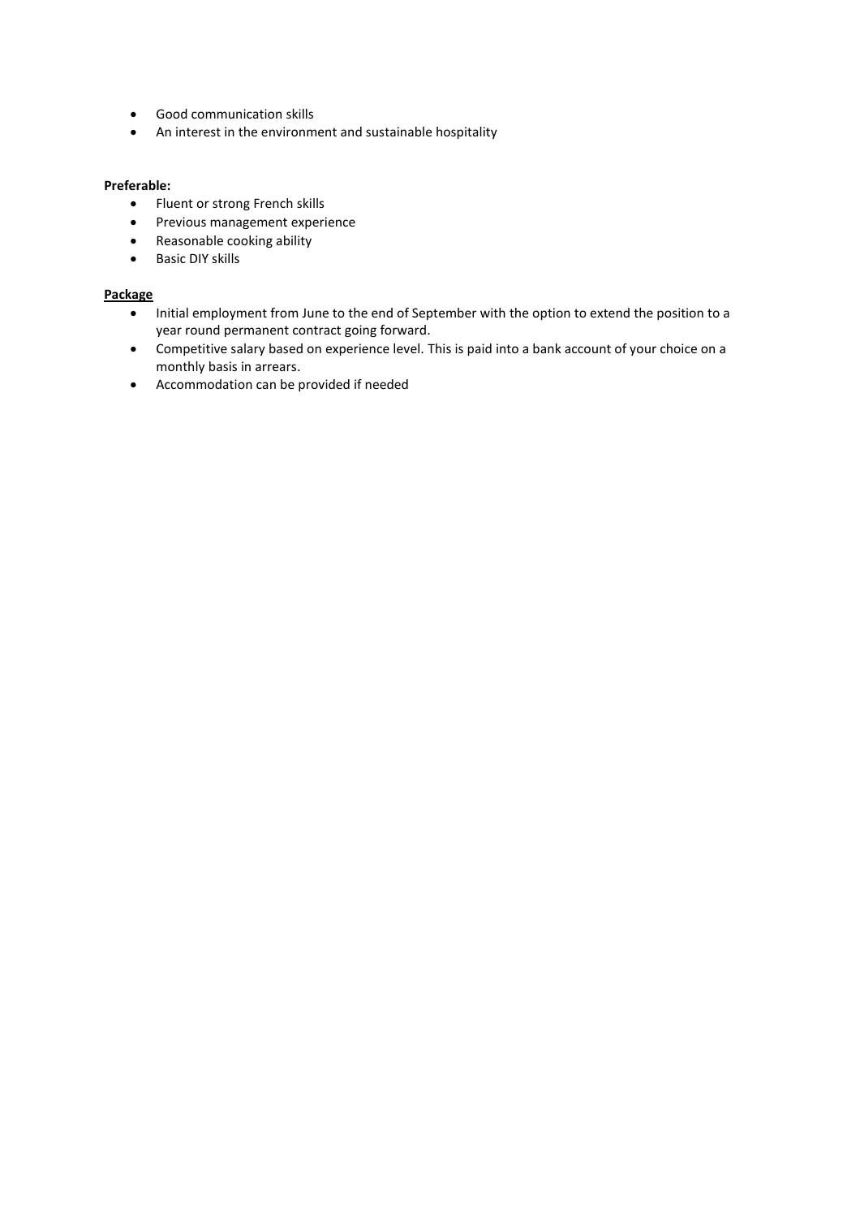- Good communication skills
- An interest in the environment and sustainable hospitality

**Preferable:**

- Fluent or strong French skills
- Previous management experience
- Reasonable cooking ability
- Basic DIY skills

**Package**

- Initial employment from June to the end of September with the option to extend the position to a year round permanent contract going forward.
- Competitive salary based on experience level. This is paid into a bank account of your choice on a monthly basis in arrears.
- Accommodation can be provided if needed